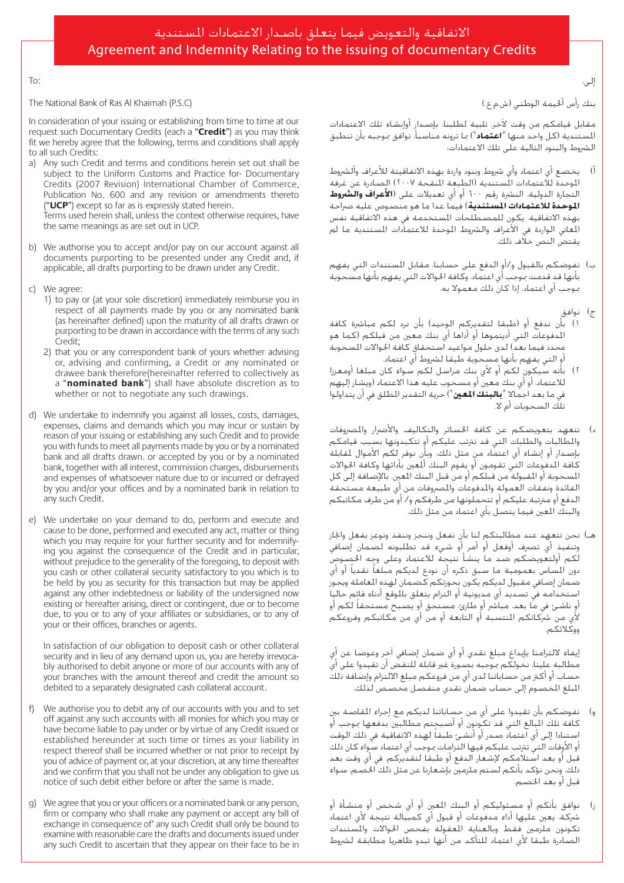# الاتفاقية والتعويض فيما يتعلق باصدار الاعتمادات المستندية
# Agreement and Indemnity Relating to the issuing of documentary Credits

To:

The National Bank of Ras Al Khaimah (P.S.C)

In consideration of your issuing or establishing from time to time at our request such Documentary Credits (each a "**Credit**") as you may think fit we hereby agree that the following, terms and conditions shall apply to all such Credits:

a) Any such Credit and terms and conditions herein set out shall be subject to the Uniform Customs and Practice for- Documentary Credits (2007 Revision) International Chamber of Commerce, Publication No. 600 and any revision or amendments thereto ("**UCP**") except so far as is expressly stated herein.
Terms used herein shall, unless the context otherwise requires, have the same meanings as are set out in UCP.

b) We authorise you to accept and/or pay on our account against all documents purporting to be presented under any Credit and, if applicable, all drafts purporting to be drawn under any Credit.

c) We agree:
   1) to pay or (at your sole discretion) immediately reimburse you in respect of all payments made by you or any nominated bank (as hereinafter defined) upon the maturity of all drafts drawn or purporting to be drawn in accordance with the terms of any such Credit;
   2) that you or any correspondent bank of yours whether advising or, advising and confirming, a Credit or any nominated or drawee bank therefore(hereinafter referred to collectively as a "**nominated bank**") shall have absolute discretion as to whether or not to negotiate any such drawings.

d) We undertake to indemnify you against all losses, costs, damages, expenses, claims and demands which you may incur or sustain by reason of your issuing or establishing any such Credit and to provide you with funds to meet all payments made by you or by a nominated bank and all drafts drawn. or accepted by you or by a nominated bank, together with all interest, commission charges, disbursements and expenses of whatsoever nature due to or incurred or defrayed by you and/or your offices and by a nominated bank in relation to any such Credit.

e) We undertake on your demand to do, perform and execute and cause to be done, performed and executed any act, matter or thing which you may require for your further security and for indemnifying you against the consequence of the Credit and in particular, without prejudice to the generality of the foregoing, to deposit with you cash or other collateral security satisfactory to you which is to be held by you as security for this transaction but may be applied against any other indebtedness or liability of the undersigned now existing or hereafter arising, direct or contingent, due or to become due, to you or to any of your affiliates or subsidiaries, or to any of your or their offices, branches or agents.

   In satisfaction of our obligation to deposit cash or other collateral security and in lieu of any demand upon us, you are hereby irrevocably authorised to debit anyone or more of our accounts with any of your branches with the amount thereof and credit the amount so debited to a separately designated cash collateral account.

f) We authorise you to debit any of our accounts with you and to set off against any such accounts with all monies for which you may or have become liable to pay under or by virtue of any Credit issued or established hereunder at such time or times as your liability in respect thereof shall be incurred whether or not prior to receipt by you of advice of payment or, at your discretion, at any time thereafter and we confirm that you shall not be under any obligation to give us notice of such debit either before or after the same is made.

g) We agree that you or your officers or a nominated bank or any person, firm or company who shall make any payment or accept any bill of exchange in consequence of' any such Credit shall only be bound to examine with reasonable care the drafts and documents issued under any such Credit to ascertain that they appear on their face to be in

إلى:

بنك رأس الخيمة الوطني (ش.م.ع)

مقابل قيامكم من وقت لآخر، تلبية لطلبنا، بإصدار أوإنشاء تلك الاعتمادات المستندية (كل واحد منها "**اعتماد**") بما ترونه مناسباً، نوافق بموجبه بأن تنطبق الشروط والبنود التالية على تلك الاعتمادات:

أ) يخضع أي اعتماد وأي شروط وبنود واردة بهذه الاتفاقية للأعراف والشروط الموحدة للاعتمادات المستندية (الطبعة المنقحة ٢٠٠٧) الصادرة عن غرفة التجارة الدولية، النشرة رقم ٦٠٠ أو أي تعديلات على (**الأعراف والشروط الموحدة للاعتمادات المستندية**) فيما عدا ما هو منصوص عليه صراحة بهذه الاتفاقية. يكون للمصطلحات المستخدمة في هذه الاتفاقية نفس المعاني الواردة في الأعراف والشروط الموحدة للاعتمادات المستندية ما لم يقتض النص خلاف ذلك.

ب) نفوضكم بالقبول و/أو الدفع على حسابنا، مقابل المستندات التي يفهم بأنها قد قدمت بموجب أي اعتماد، وكافة الحوالات التي يفهم بأنها مسحوبة بموجب أي اعتماد، إذا كان ذلك معمولا به.

ج) نوافق
١) بأن ندفع أو (طبقا لتقديركم الوحيد) بأن نرد لكم مباشرة كافة المدفوعات التي أديتموها أو أداها أي بنك معين من قبلكم (كما هو محدد فيما بعد) لدى حلول مواعيد استحقاق كافة الحوالات المسحوبة أو التي يفهم بأنها مسحوبة طبقا لشروط أي اعتماد.
٢) بأنه سيكون لكم أو لأي بنك مراسل لكم سواء كان مبلغاً أومعززا للاعتماد، أو أي بنك معين أو مسحوب عليه هذا الاعتماد (ويشار إليهم في ما بعد اجمالاً "**بالبنك المعين**") حرية التقدير المطلق في أن يتداولوا تلك السحوبات أم لا.

د) نتعهد بتعويضكم عن كافة الخسائر والتكاليف والأضرار والمصروفات والمطالبات والطلبات التي قد تترتب عليكم أو تتكبدونها بسبب قيامكم بإصدار أو إنشاء أي اعتماد من مثل ذلك، وبأن نوفر لكم الأموال لمقابلة كافة المدفوعات التي تقومون أو يقوم البنك المعين بأدائها وكافة الحوالات المسحوبة أو المقبولة من قبلكم أو من قبل البنك المعين، بالإضافة إلى كل الفائدة ونفقات العمولة والمدفوعات والمصروفات من أي طبيعة مستحقة الدفع أو مترتبة عليكم أو تتحملونها من طرفكم و/ أو من طرف مكاتبكم والبنك المعين فيما يتصل بأي اعتماد من مثل ذلك.

هـ) نحن نتعهد عند مطالبتكم لنا بأن نفعل وننجز وننفذ ونوعز بفعل وإنجاز وتنفيذ أي تصرف أوفعل أو أمر أو شيء قد تطلبونه لضمان إضافي لكم أولتعويضكم ضد ما ينشأ نتيجة للاعتماد وعلى وجه الخصوص دون المساس بعمومية ما سبق ذكره أن نودع لديكم مبلغاً نقدياً أو أي ضمان إضافي مقبول لديكم يكون بحوزتكم كضمان لهذه المعاملة ويجوز استخدامه في تسديد أي مديونية أو التزام يتعلق بالموقع أدناه قائم حاليا أو ناشئ في ما بعد، مباشر أو طارئ، مستحق أو يصبح مستحقاً لكم أو لأي من شركاتكم المنتسبة أو التابعة أو من أي من مكاتبكم وفروعكم ووكلائكم.

إيفاء لالتزامنا بإيداع مبلغ نقدي أو أي ضمان إضافي آخر وعوضا عن أي مطالبة علينا، نخولكم بموجبه بصورة غير قابلة للنقض أن تقيدوا على أي حساب أو أكثر من حساباتنا لدى أي من فروعكم مبلغ الالتزام وإضافة ذلك المبلغ المخصوم إلى حساب ضمان نقدي منفصل مخصص لذلك.

و) نفوضكم بأن تقيدوا على أي من حساباتنا لديكم مع إجراء المقاصة بين كافة تلك المبالغ التي قد تكونون أو أصبحتم مطالبين بدفعها بموجب أو استنادا إلى أي اعتماد صدر أو أنشئ طبقاً لهذه الاتفاقية في ذلك الوقت أو الأوقات التي تترتب عليكم فيها التزامات بموجب أي اعتماد سواء كان ذلك قبل أو بعد استلامكم لإشعار الدفع أو طبقا لتقديركم، في أي وقت بعد ذلك، ونحن نؤكد بأنكم لستم ملزمين بإشعارنا عن مثل ذلك الخصم، سواء قبل أو بعد الخصم.

ز) نوافق بأنكم أو مسئوليكم أو البنك المعين أو أي شخص أو منشأة أو شركة، يعين عليها أداء مدفوعات أو قبول أي كمبيالة نتيجة لأي اعتماد تكونون ملزمين فقط وبالعناية المعقولة بفحص الحوالات والمستندات الصادرة طبقا لأي اعتماد للتأكد من أنها تبدو ظاهريا مطابقة لشروط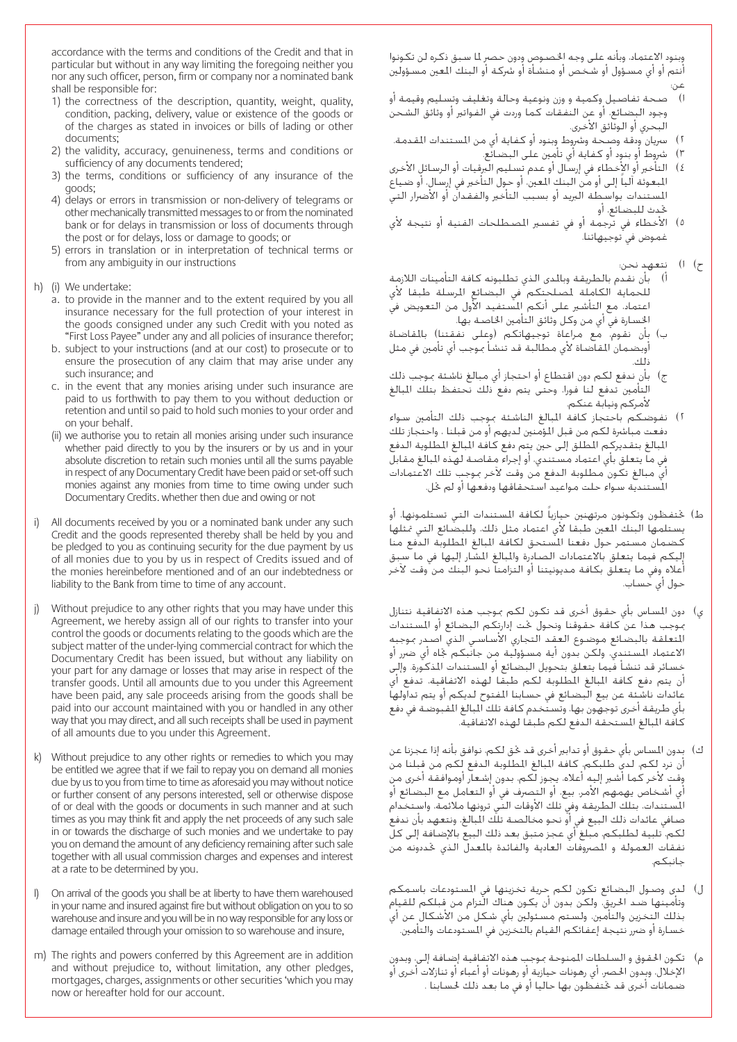accordance with the terms and conditions of the Credit and that in particular but without in any way limiting the foregoing neither you nor any such officer, person, firm or company nor a nominated bank shall be responsible for:

1) the correctness of the description, quantity, weight, quality, condition, packing, delivery, value or existence of the goods or of the charges as stated in invoices or bills of lading or other documents;
2) the validity, accuracy, genuineness, terms and conditions or sufficiency of any documents tendered;
3) the terms, conditions or sufficiency of any insurance of the goods;
4) delays or errors in transmission or non-delivery of telegrams or other mechanically transmitted messages to or from the nominated bank or for delays in transmission or loss of documents through the post or for delays, loss or damage to goods; or
5) errors in translation or in interpretation of technical terms or from any ambiguity in our instructions

h) (i) We undertake:

a. to provide in the manner and to the extent required by you all insurance necessary for the full protection of your interest in the goods consigned under any such Credit with you noted as "First Loss Payee" under any and all policies of insurance therefor;

b. subject to your instructions (and at our cost) to prosecute or to ensure the prosecution of any claim that may arise under any such insurance; and

c. in the event that any monies arising under such insurance are paid to us forthwith to pay them to you without deduction or retention and until so paid to hold such monies to your order and on your behalf.

(ii) we authorise you to retain all monies arising under such insurance whether paid directly to you by the insurers or by us and in your absolute discretion to retain such monies until all the sums payable in respect of any Documentary Credit have been paid or set-off such monies against any monies from time to time owing under such Documentary Credits. whether then due and owing or not

i) All documents received by you or a nominated bank under any such Credit and the goods represented thereby shall be held by you and be pledged to you as continuing security for the due payment by us of all monies due to you by us in respect of Credits issued and of the monies hereinbefore mentioned and of an our indebtedness or liability to the Bank from time to time of any account.

j) Without prejudice to any other rights that you may have under this Agreement, we hereby assign all of our rights to transfer into your control the goods or documents relating to the goods which are the subject matter of the under-lying commercial contract for which the Documentary Credit has been issued, but without any liability on your part for any damage or losses that may arise in respect of the transfer goods. Until all amounts due to you under this Agreement have been paid, any sale proceeds arising from the goods shall be paid into our account maintained with you or handled in any other way that you may direct, and all such receipts shall be used in payment of all amounts due to you under this Agreement.

k) Without prejudice to any other rights or remedies to which you may be entitled we agree that if we fail to repay you on demand all monies due by us to you from time to time as aforesaid you may without notice or further consent of any persons interested, sell or otherwise dispose of or deal with the goods or documents in such manner and at such times as you may think fit and apply the net proceeds of any such sale in or towards the discharge of such monies and we undertake to pay you on demand the amount of any deficiency remaining after such sale together with all usual commission charges and expenses and interest at a rate to be determined by you.

l) On arrival of the goods you shall be at liberty to have them warehoused in your name and insured against fire but without obligation on you to so warehouse and insure and you will be in no way responsible for any loss or damage entailed through your omission to so warehouse and insure,

m) The rights and powers conferred by this Agreement are in addition and without prejudice to, without limitation, any other pledges, mortgages, charges, assignments or other securities 'which you may now or hereafter hold for our account.

وبنود الاعتماد، وبأنه على وجه الخصوص ودون حصر لما سبق ذكره لن تكونوا أنتم أو أي مسؤول أو شخص أو منشأة أو شركة أو البنك المعين مسؤولين عن:

١) صحة تفاصيل وكمية و وزن ونوعية وحالة وتغليف وتسليم وقيمة أو وجود البضائع، أو عن النفقات كما وردت في الفواتير أو وثائق الشحن البحري أو الوثائق الأخرى.
٢) سريان ودقة وصحة وشروط وبنود أو كفاية أي من المستندات المقدمة.
٣) شروط أو بنود أو كفاية أي تأمين على البضائع.
٤) التأخير أو الأخطاء في إرسال أو عدم تسليم البرقيات أو الرسائل الأخرى المبعوثة آليا إلى أو من البنك المعين، أو حول التأخير في إرسال، أو ضياع المستندات بواسطة البريد أو بسبب التأخير والفقدان أو الأضرار التي تحدث للبضائع، أو
٥) الأخطاء في ترجمة أو في تفسير المصطلحات الفنية أو نتيجة لأي غموض في توجيهاتنا.

ح) ١) نتعهد نحن:

أ) بأن نقدم بالطريقة وبالمدى الذي تطلبونه كافة التأمينات اللازمة للحماية الكاملة لمصلحتكم في البضائع المرسلة طبقا لأي اعتماد، مع التأشير على أنكم المستفيد الأول من التعويض في الخسارة في أي من وكل وثائق التأمين الخاصة بها.

ب) بأن نقوم، مع مراعاة توجيهاتكم (وعلى نفقتنا) بالمقاضاة أوبضمان المقاضاة لأي مطالبة قد تنشأ بموجب أي تأمين في مثل ذلك.

ج) بأن ندفع لكم دون اقتطاع أو احتجاز أي مبالغ ناشئة بموجب ذلك التأمين تدفع لنا فورا، وحتى يتم دفع ذلك نحتفظ بتلك المبالغ لأمركم ونيابة عنكم.

٢) نفوضكم باحتجاز كافة المبالغ الناشئة بموجب ذلك التأمين سواء دفعت مباشرة لكم من قبل المؤمنين لديهم أو من قبلنا ، واحتجاز تلك المبالغ بتقديركم المطلق إلى حين يتم دفع كافة المبالغ المطلوبة الدفع في ما يتعلق بأي اعتماد مستندي، أو إجراء مقاصة لهذه المبالغ مقابل أي مبالغ تكون مطلوبة الدفع من وقت لآخر بموجب تلك الاعتمادات المستندية سواء حلت مواعيد استحقاقها ودفعها أو لم تحل.

ط) تحتفظون وتكونون مرتهنين حيازياً لكافة المستندات التي تستلمونها، أو يستلمها البنك المعين طبقا لأي اعتماد مثل ذلك، وللبضائع التي تمثلها كضمان مستمر حول دفعنا المستحق لكافة المبالغ المطلوبة الدفع منا إليكم فيما يتعلق بالاعتمادات الصادرة والمبالغ المشار إليها في ما سبق أعلاه وفي ما يتعلق بكافة مديونيتنا أو التزامنا نحو البنك من وقت لآخر حول أي حساب.

ي) دون المساس بأي حقوق أخرى قد تكون لكم بموجب هذه الاتفاقية نتنازل بموجب هذا عن كافة حقوقنا ونحول تحت إدارتكم البضائع أو المستندات المتعلقة بالبضائع موضوع العقد التجاري الأساسي الذي اصدر بموجبه الاعتماد المستندي، ولكن بدون أية مسؤولية من جانبكم تجاه أي ضرر أو خسائر قد تنشأ فيما يتعلق بتحويل البضائع أو المستندات المذكورة، وإلى أن يتم دفع كافة المبالغ المطلوبة لكم طبقا لهذه الاتفاقية، تدفع أي عائدات ناشئة عن بيع البضائع في حسابنا المفتوح لديكم أو يتم تداولها بأي طريقة أخرى توجهون بها، وتستخدم كافة تلك المبالغ المقبوضة في دفع كافة المبالغ المستحقة الدفع لكم طبقا لهذه الاتفاقية.

ك) بدون المساس بأي حقوق أو تدابير أخرى قد تحق لكم، نوافق بأنه إذا عجزنا عن أن نرد لكم، لدى طلبكم، كافة المبالغ المطلوبة الدفع لكم من قبلنا من وقت لآخر كما أشير إليه أعلاه، يجوز لكم، بدون إشعار أوموافقة أخرى من أي أشخاص يهمهم الأمر، بيع، أو التصرف في أو التعامل مع البضائع أو المستندات، بتلك الطريقة وفي تلك الأوقات التي ترونها ملائمة، واستخدام صافي عائدات ذلك البيع في أو نحو مخالصة تلك المبالغ، ونتعهد بأن ندفع لكم، تلبية لطلبكم، مبلغ أي عجز متبق بعد ذلك البيع بالإضافة إلى كل نفقات العمولة و المصروفات العادية والفائدة بالمعدل الذي تحددونه من جانبكم.

ل) لدى وصول البضائع تكون لكم حرية تخزينها في المستودعات باسمكم وتأمينها ضد الحريق، ولكن بدون أن يكون هناك التزام من قبلكم للقيام بذلك التخزين والتأمين، ولستم مسئولين بأي شكل من الأشكال عن أي خسارة أو ضرر نتيجة إغفالكم القيام بالتخزين في المستودعات والتأمين.

م) تكون الحقوق و السلطات الممنوحة بموجب هذه الاتفاقية إضافة إلى، وبدون الإخلال، وبدون الحصر، أي رهونات حيازية أو رهونات أو أعباء أو تنازلات أخرى أو ضمانات أخرى قد تحتفظون بها حاليا أو في ما بعد ذلك لحسابنا .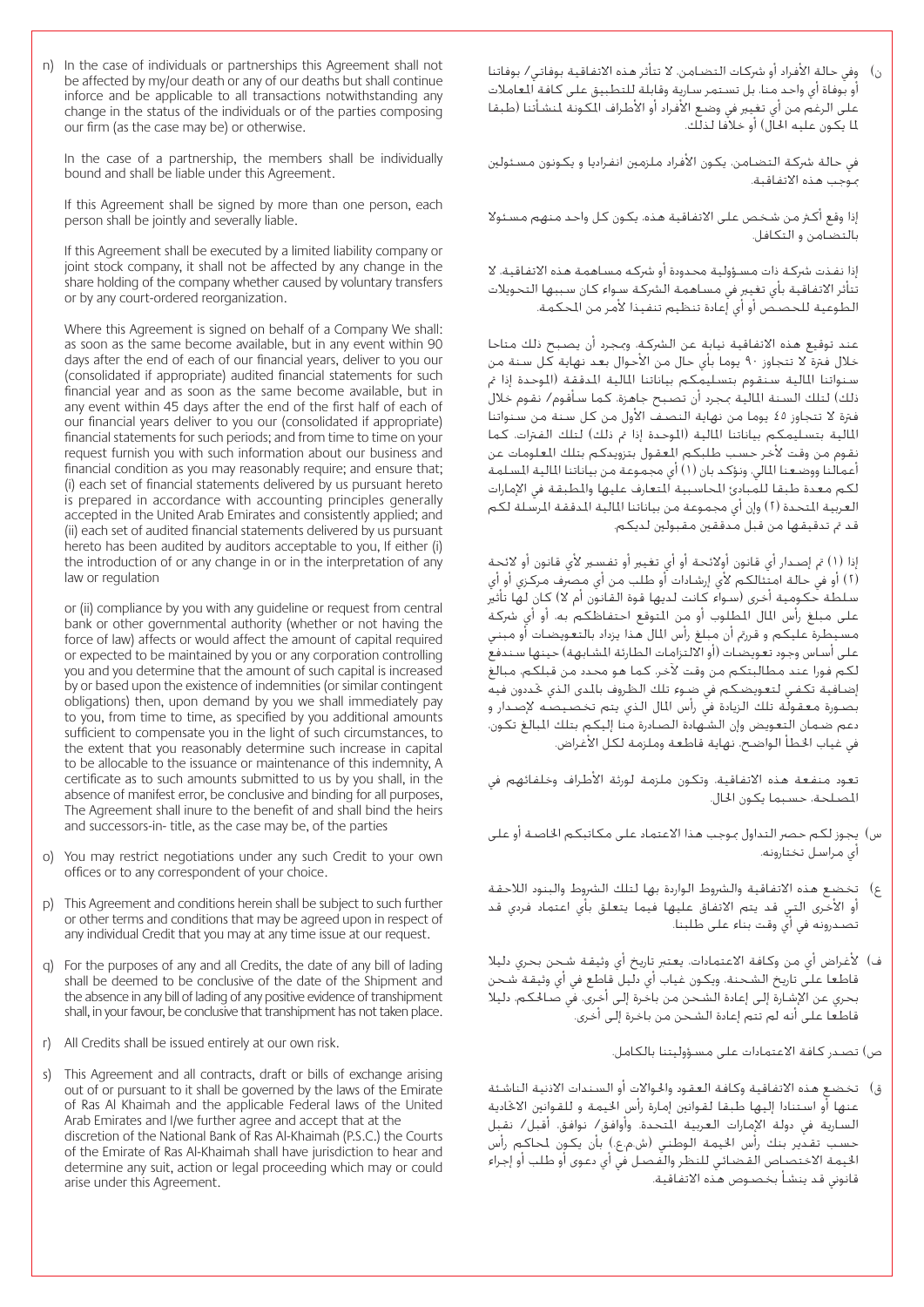n) In the case of individuals or partnerships this Agreement shall not be affected by my/our death or any of our deaths but shall continue inforce and be applicable to all transactions notwithstanding any change in the status of the individuals or of the parties composing our firm (as the case may be) or otherwise.

In the case of a partnership, the members shall be individually bound and shall be liable under this Agreement.

If this Agreement shall be signed by more than one person, each person shall be jointly and severally liable.

If this Agreement shall be executed by a limited liability company or joint stock company, it shall not be affected by any change in the share holding of the company whether caused by voluntary transfers or by any court-ordered reorganization.

Where this Agreement is signed on behalf of a Company We shall: as soon as the same become available, but in any event within 90 days after the end of each of our financial years, deliver to you our (consolidated if appropriate) audited financial statements for such financial year and as soon as the same become available, but in any event within 45 days after the end of the first half of each of our financial years deliver to you our (consolidated if appropriate) financial statements for such periods; and from time to time on your request furnish you with such information about our business and financial condition as you may reasonably require; and ensure that; (i) each set of financial statements delivered by us pursuant hereto is prepared in accordance with accounting principles generally accepted in the United Arab Emirates and consistently applied; and (ii) each set of audited financial statements delivered by us pursuant hereto has been audited by auditors acceptable to you, If either (i) the introduction of or any change in or in the interpretation of any law or regulation

or (ii) compliance by you with any guideline or request from central bank or other governmental authority (whether or not having the force of law) affects or would affect the amount of capital required or expected to be maintained by you or any corporation controlling you and you determine that the amount of such capital is increased by or based upon the existence of indemnities (or similar contingent obligations) then, upon demand by you we shall immediately pay to you, from time to time, as specified by you additional amounts sufficient to compensate you in the light of such circumstances, to the extent that you reasonably determine such increase in capital to be allocable to the issuance or maintenance of this indemnity, A certificate as to such amounts submitted to us by you shall, in the absence of manifest error, be conclusive and binding for all purposes, The Agreement shall inure to the benefit of and shall bind the heirs and successors-in- title, as the case may be, of the parties

o) You may restrict negotiations under any such Credit to your own offices or to any correspondent of your choice.

p) This Agreement and conditions herein shall be subject to such further or other terms and conditions that may be agreed upon in respect of any individual Credit that you may at any time issue at our request.

q) For the purposes of any and all Credits, the date of any bill of lading shall be deemed to be conclusive of the date of the Shipment and the absence in any bill of lading of any positive evidence of transhipment shall, in your favour, be conclusive that transhipment has not taken place.

r) All Credits shall be issued entirely at our own risk.

s) This Agreement and all contracts, draft or bills of exchange arising out of or pursuant to it shall be governed by the laws of the Emirate of Ras Al Khaimah and the applicable Federal laws of the United Arab Emirates and I/we further agree and accept that at the discretion of the National Bank of Ras Al-Khaimah (P.S.C.) the Courts of the Emirate of Ras Al-Khaimah shall have jurisdiction to hear and determine any suit, action or legal proceeding which may or could arise under this Agreement.

ن) وفي حالة الأفراد أو شركات التضامن، لا تتأثر هذه الاتفاقية بوفاتي/ بوفاتنا أو بوفاة أي واحد منا، بل تستمر سارية وقابلة للتطبيق على كافة المعاملات على الرغم من أي تغيير في وضع الأفراد أو الأطراف المكونة لمنشأتنا (طبقا لما يكون عليه الحال) أو خلافا لذلك.

في حالة شركة التضامن، يكون الأفراد ملزمين انفراديا و يكونون مسئولين بموجب هذه الاتفاقية.

إذا وقع أكثر من شخص على الاتفاقية هذه، يكون كل واحد منهم مسئولا بالتضامن و التكافل.

إذا نفذت شركة ذات مسؤولية محدودة أو شركة مساهمة هذه الاتفاقية، لا تتأثر الاتفاقية بأي تغيير في مساهمة الشركة سواء كان سببها التحويلات الطوعية للحصص أو أي إعادة تنظيم تنفيذا لأمر من المحكمة.

عند توقيع هذه الاتفاقية نيابة عن الشركة، وبمجرد أن يصبح ذلك متاحا خلال فترة لا تتجاوز ٩٠ يوما بأي حال من الأحوال بعد نهاية كل سنة من سنواتنا المالية سنقوم بتسليمكم بياناتنا المالية المدققة (الموحدة إذا تم ذلك) لتلك السنة المالية بمجرد أن تصبح جاهزة، كما سأقوم/ نقوم خلال فترة لا تتجاوز ٤٥ يوما من نهاية النصف الأول من كل سنة من سنواتنا المالية بتسليمكم بياناتنا المالية (الموحدة إذا تم ذلك) لتلك الفترات، كما نقوم من وقت لآخر حسب طلبكم المعقول بتزويدكم بتلك المعلومات عن أعمالنا ووضعنا المالي، ونؤكد بان (١) أي مجموعة من بياناتنا المالية المسلمة لكم معدة طبقا للمبادئ المحاسبية المتعارف عليها والمطبقة في الإمارات العربية المتحدة (٢) وإن أي مجموعة من بياناتنا المالية المدققة المرسلة لكم قد تم تدقيقها من قبل مدققين مقبولين لديكم.

إذا (١) تم إصدار أي قانون أولائحة أو أي تغيير أو تفسير لأي قانون أو لائحة (٢) أو في حالة امتثالكم لأي إرشادات أو طلب من أي مصرف مركزي أو أي سلطة حكومية أخرى (سواء كانت لديها قوة القانون أم لا) كان لها تأثير على مبلغ رأس المال المطلوب أو من المتوقع احتفاظكم به، أو أي شركة مسيطرة عليكم و قررتم أن مبلغ رأس المال هذا يزداد بالتعويضات أو مبني على أساس وجود تعويضات (أو الالتزامات الطارئة المشابهة) حينها سندفع لكم فورا عند مطالبتكم من وقت لآخر، كما هو محدد من قبلكم، مبالغ إضافية تكفي لتعويضكم في ضوء تلك الظروف بالمدى الذي تحددون فيه بصورة معقولة تلك الزيادة في رأس المال الذي يتم تخصيصه لإصدار و دعم ضمان التعويض وإن الشهادة الصادرة منا إليكم بتلك المبالغ تكون، في غياب الخطأ الواضح، نهاية قاطعة وملزمة لكل الأغراض.

تعود منفعة هذه الاتفاقية، وتكون ملزمة لورثة الأطراف وخلفائهم في المصلحة، حسبما يكون الحال.

س) يجوز لكم حصر التداول بموجب هذا الاعتماد على مكاتبكم الخاصة أو على أي مراسل تختارونه.

ع) تخضع هذه الاتفاقية والشروط الواردة بها لتلك الشروط والبنود اللاحقة أو الأخرى التي قد يتم الاتفاق عليها فيما يتعلق بأي اعتماد فردي قد تصدرونه في أي وقت بناء على طلبنا.

ف) لأغراض أي من وكافة الاعتمادات، يعتبر تاريخ أي وثيقة شحن بحري دليلا قاطعا على تاريخ الشحنة، ويكون غياب أي دليل قاطع في أي وثيقة شحن بحري عن الإشارة إلى إعادة الشحن من باخرة إلى أخرى، في صالحكم، دليلا قاطعا على أنه لم تتم إعادة الشحن من باخرة إلى أخرى.

ص) تصدر كافة الاعتمادات على مسؤوليتنا بالكامل.

ق) تخضع هذه الاتفاقية وكافة العقود والحوالات أو السندات الاذنية الناشئة عنها أو استنادا إليها طبقا لقوانين إمارة رأس الخيمة و للقوانين الاتحادية السارية في دولة الإمارات العربية المتحدة. وأوافق/ نوافق، أقبل/ نقبل حسب تقدير بنك رأس الخيمة الوطني (ش.م.ع.) بأن يكون لمحاكم رأس الخيمة الاختصاص القضائي للنظر والفصل في أي دعوى أو طلب أو إجراء قانوني قد ينشأ بخصوص هذه الاتفاقية.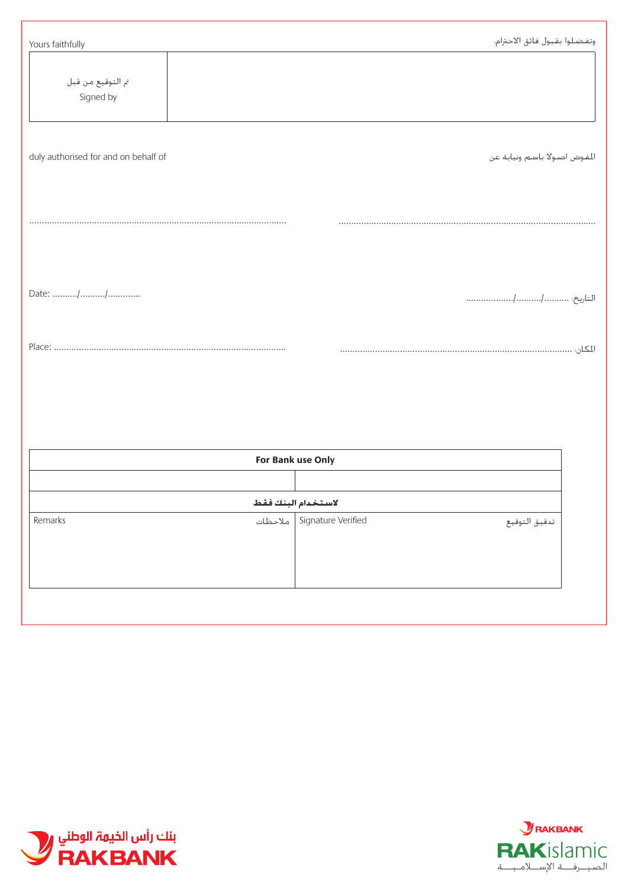Yours faithfully　　　　　　　　　　　　　　　　　　　　　　　　وتفضلوا بقبول فائق الاحترام.

| | |
|---|---|
| تم التوقيع من قبل<br>Signed by | |

duly authorised for and on behalf of　　　　　　　　　　　　　　　　　　　　المفوض اصولا باسم ونيابة عن

............................................................　　　　　　　　　　　　............................................................

Date: ........../........../.............　　　　　　　　　　　　　　　　　　　　التاريخ: ........../........../..................

Place: ............................................................　　　　　　　　　　　　المكان: ............................................................

| For Bank use Only | |
|---|---|
| | |
| **لاستخدام البنك فقط** | |
| Remarks　　　　　　　　ملاحظات | Signature Verified　　　　　　　　تدقيق التوقيع |
| | |

بنك رأس الخيمة الوطني
RAKBANK

RAKBANK
RAKislamic
الصيرفة الإسلامية